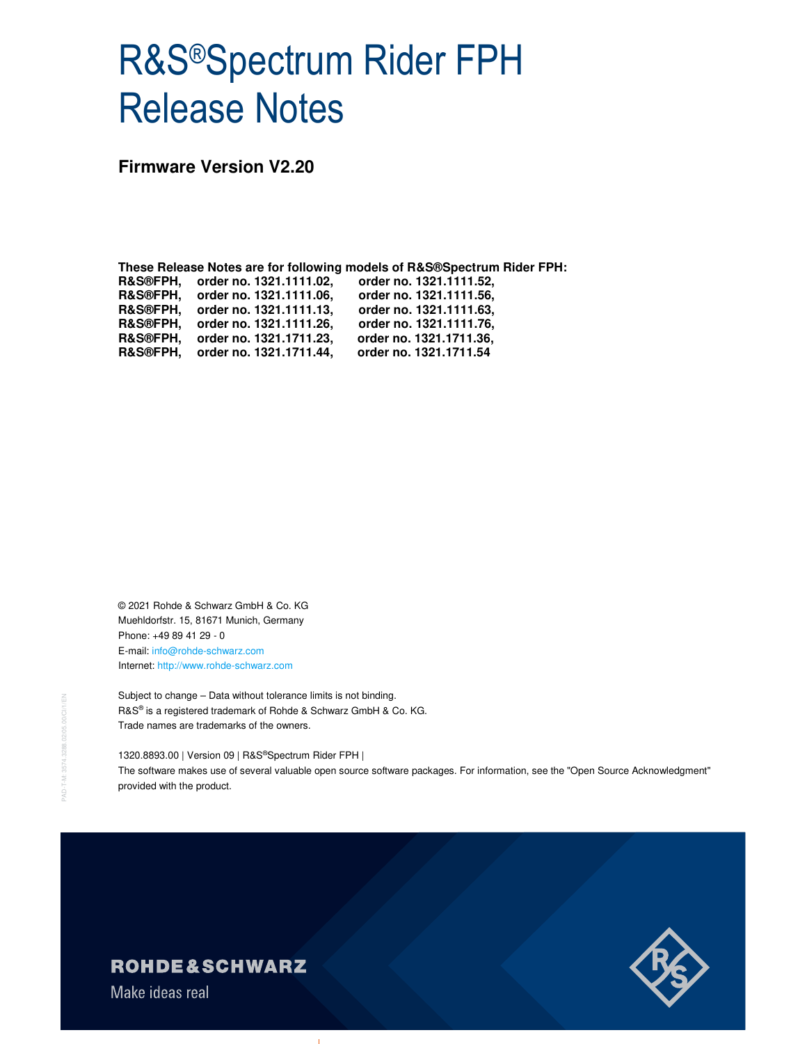# R&S®Spectrum Rider FPH Release Notes

## Firmware Version V2.20

**These Release Notes are for following models of R&S®Spectrum Rider FPH:**

| | | |
|---|---|---|
| **R&S®FPH,** | **order no. 1321.1111.02,** | **order no. 1321.1111.52,** |
| **R&S®FPH,** | **order no. 1321.1111.06,** | **order no. 1321.1111.56,** |
| **R&S®FPH,** | **order no. 1321.1111.13,** | **order no. 1321.1111.63,** |
| **R&S®FPH,** | **order no. 1321.1111.26,** | **order no. 1321.1111.76,** |
| **R&S®FPH,** | **order no. 1321.1711.23,** | **order no. 1321.1711.36,** |
| **R&S®FPH,** | **order no. 1321.1711.44,** | **order no. 1321.1711.54** |

© 2021 Rohde & Schwarz GmbH & Co. KG
Muehldorfstr. 15, 81671 Munich, Germany
Phone: +49 89 41 29 - 0
E-mail: info@rohde-schwarz.com
Internet: http://www.rohde-schwarz.com

Subject to change – Data without tolerance limits is not binding.
R&S® is a registered trademark of Rohde & Schwarz GmbH & Co. KG.
Trade names are trademarks of the owners.

1320.8893.00 | Version 09 | R&S®Spectrum Rider FPH |
The software makes use of several valuable open source software packages. For information, see the "Open Source Acknowledgment" provided with the product.

ROHDE&SCHWARZ
Make ideas real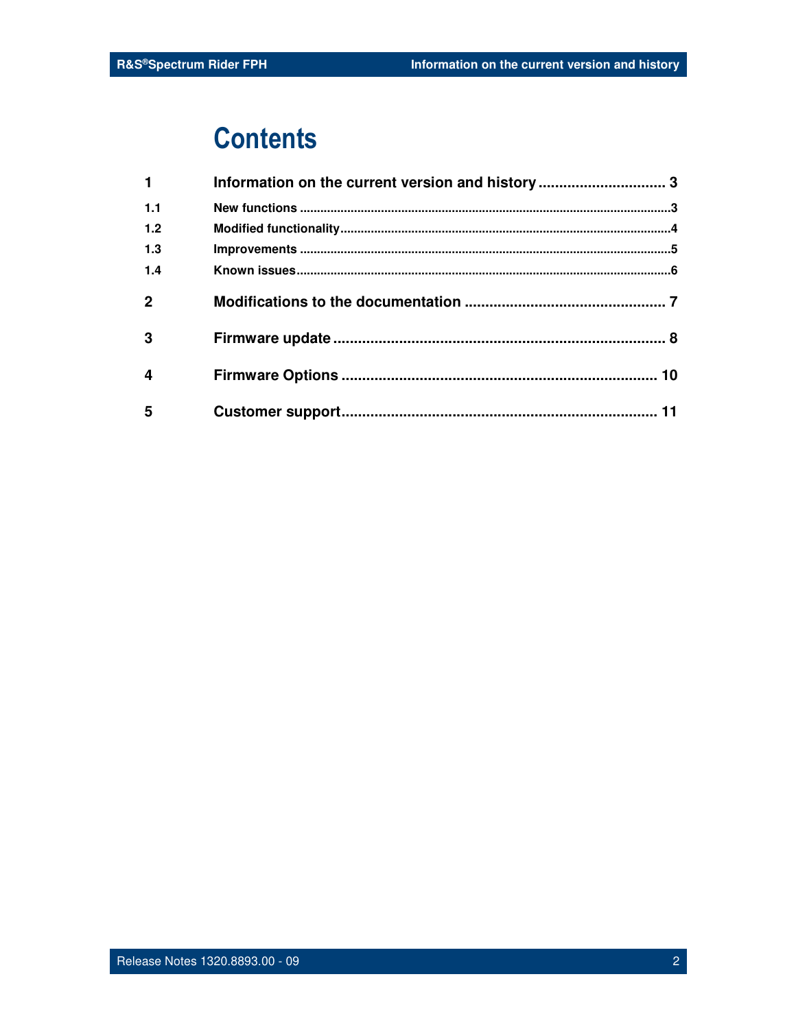# Contents

| | | |
|---|---|---|
| **1** | **Information on the current version and history** | **3** |
| 1.1 | New functions | 3 |
| 1.2 | Modified functionality | 4 |
| 1.3 | Improvements | 5 |
| 1.4 | Known issues | 6 |
| **2** | **Modifications to the documentation** | **7** |
| **3** | **Firmware update** | **8** |
| **4** | **Firmware Options** | **10** |
| **5** | **Customer support** | **11** |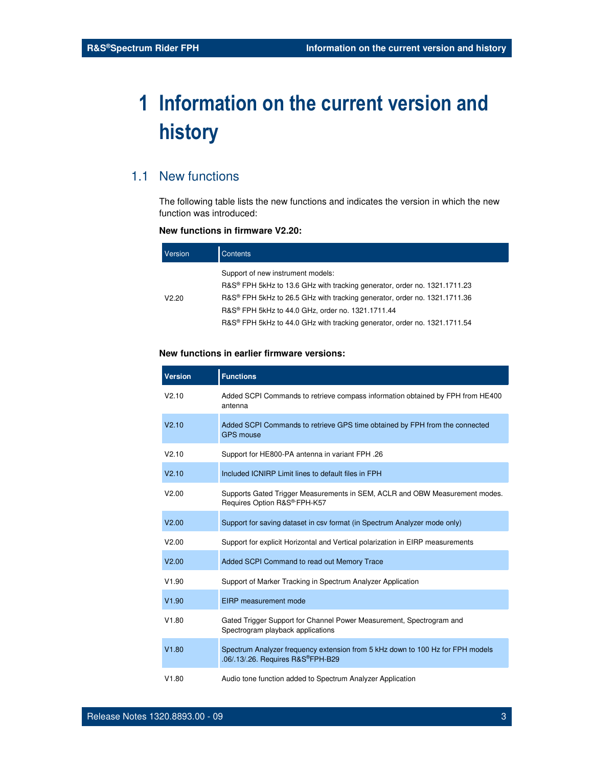# 1 Information on the current version and history

## 1.1 New functions

The following table lists the new functions and indicates the version in which the new function was introduced:

**New functions in firmware V2.20:**

| Version | Contents |
|---|---|
| V2.20 | Support of new instrument models:<br>R&S® FPH 5kHz to 13.6 GHz with tracking generator, order no. 1321.1711.23<br>R&S® FPH 5kHz to 26.5 GHz with tracking generator, order no. 1321.1711.36<br>R&S® FPH 5kHz to 44.0 GHz, order no. 1321.1711.44<br>R&S® FPH 5kHz to 44.0 GHz with tracking generator, order no. 1321.1711.54 |

**New functions in earlier firmware versions:**

| Version | Functions |
|---|---|
| V2.10 | Added SCPI Commands to retrieve compass information obtained by FPH from HE400 antenna |
| V2.10 | Added SCPI Commands to retrieve GPS time obtained by FPH from the connected GPS mouse |
| V2.10 | Support for HE800-PA antenna in variant FPH .26 |
| V2.10 | Included ICNIRP Limit lines to default files in FPH |
| V2.00 | Supports Gated Trigger Measurements in SEM, ACLR and OBW Measurement modes. Requires Option R&S®-FPH-K57 |
| V2.00 | Support for saving dataset in csv format (in Spectrum Analyzer mode only) |
| V2.00 | Support for explicit Horizontal and Vertical polarization in EIRP measurements |
| V2.00 | Added SCPI Command to read out Memory Trace |
| V1.90 | Support of Marker Tracking in Spectrum Analyzer Application |
| V1.90 | EIRP measurement mode |
| V1.80 | Gated Trigger Support for Channel Power Measurement, Spectrogram and Spectrogram playback applications |
| V1.80 | Spectrum Analyzer frequency extension from 5 kHz down to 100 Hz for FPH models .06/.13/.26. Requires R&S®FPH-B29 |
| V1.80 | Audio tone function added to Spectrum Analyzer Application |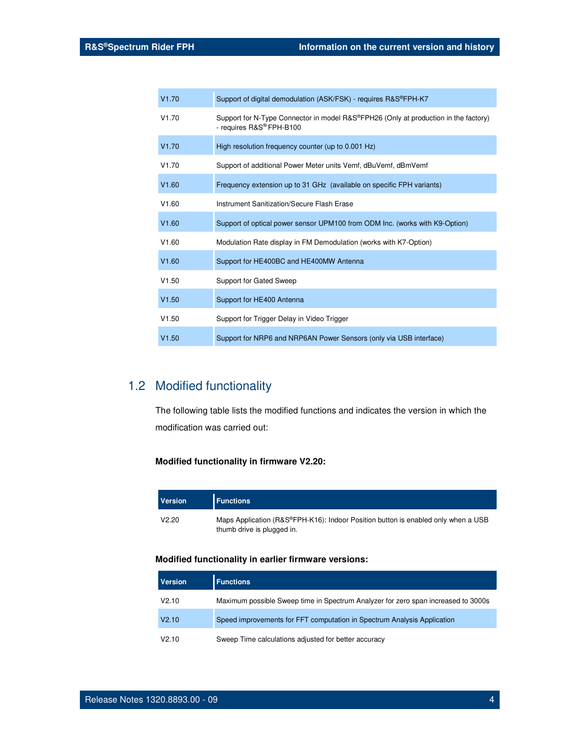| | |
|---|---|
| V1.70 | Support of digital demodulation (ASK/FSK) - requires R&S®FPH-K7 |
| V1.70 | Support for N-Type Connector in model R&S®FPH26 (Only at production in the factory) - requires R&S®FPH-B100 |
| V1.70 | High resolution frequency counter (up to 0.001 Hz) |
| V1.70 | Support of additional Power Meter units Vemf, dBuVemf, dBmVemf |
| V1.60 | Frequency extension up to 31 GHz (available on specific FPH variants) |
| V1.60 | Instrument Sanitization/Secure Flash Erase |
| V1.60 | Support of optical power sensor UPM100 from ODM Inc. (works with K9-Option) |
| V1.60 | Modulation Rate display in FM Demodulation (works with K7-Option) |
| V1.60 | Support for HE400BC and HE400MW Antenna |
| V1.50 | Support for Gated Sweep |
| V1.50 | Support for HE400 Antenna |
| V1.50 | Support for Trigger Delay in Video Trigger |
| V1.50 | Support for NRP6 and NRP6AN Power Sensors (only via USB interface) |

## 1.2 Modified functionality

The following table lists the modified functions and indicates the version in which the modification was carried out:

**Modified functionality in firmware V2.20:**

| Version | Functions |
|---|---|
| V2.20 | Maps Application (R&S®FPH-K16): Indoor Position button is enabled only when a USB thumb drive is plugged in. |

**Modified functionality in earlier firmware versions:**

| Version | Functions |
|---|---|
| V2.10 | Maximum possible Sweep time in Spectrum Analyzer for zero span increased to 3000s |
| V2.10 | Speed improvements for FFT computation in Spectrum Analysis Application |
| V2.10 | Sweep Time calculations adjusted for better accuracy |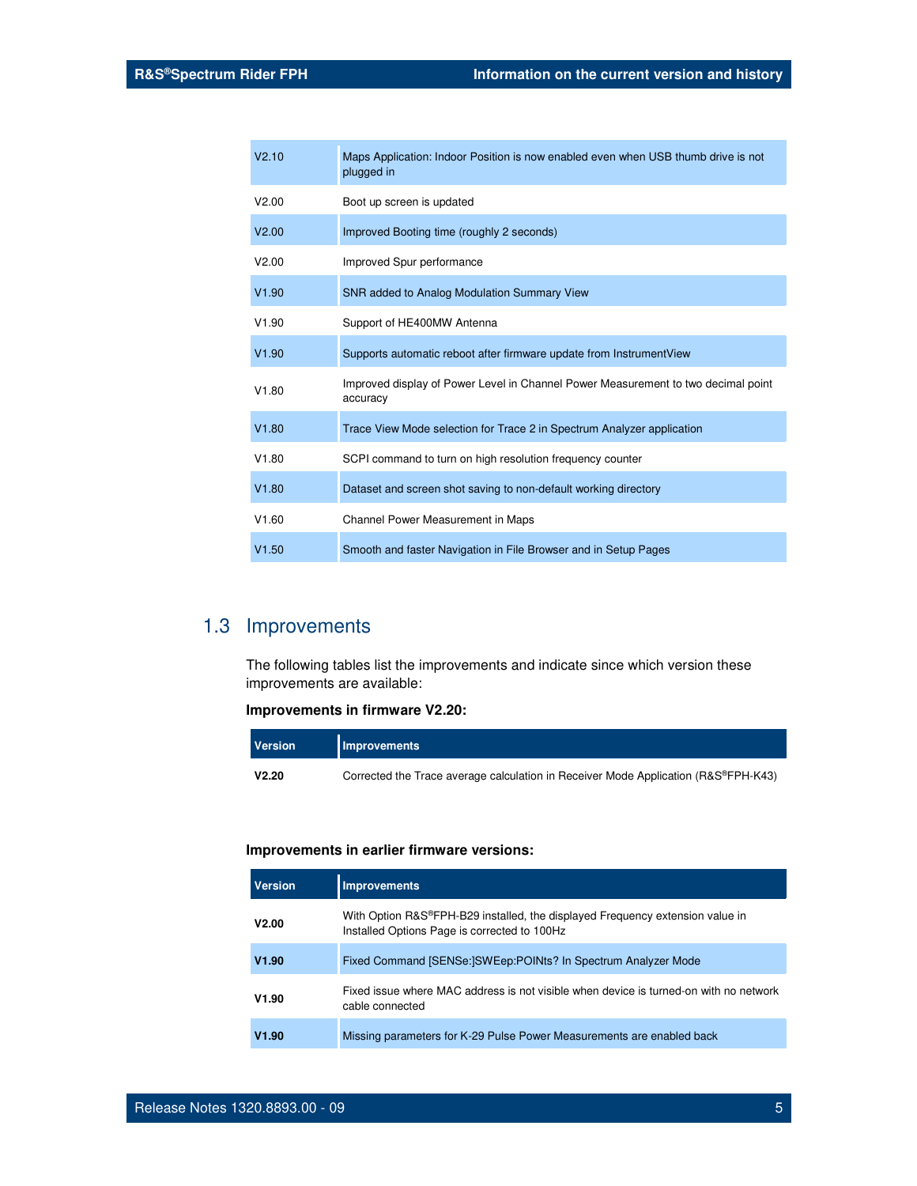| | |
|---|---|
| V2.10 | Maps Application: Indoor Position is now enabled even when USB thumb drive is not plugged in |
| V2.00 | Boot up screen is updated |
| V2.00 | Improved Booting time (roughly 2 seconds) |
| V2.00 | Improved Spur performance |
| V1.90 | SNR added to Analog Modulation Summary View |
| V1.90 | Support of HE400MW Antenna |
| V1.90 | Supports automatic reboot after firmware update from InstrumentView |
| V1.80 | Improved display of Power Level in Channel Power Measurement to two decimal point accuracy |
| V1.80 | Trace View Mode selection for Trace 2 in Spectrum Analyzer application |
| V1.80 | SCPI command to turn on high resolution frequency counter |
| V1.80 | Dataset and screen shot saving to non-default working directory |
| V1.60 | Channel Power Measurement in Maps |
| V1.50 | Smooth and faster Navigation in File Browser and in Setup Pages |

## 1.3 Improvements

The following tables list the improvements and indicate since which version these improvements are available:

**Improvements in firmware V2.20:**

| Version | Improvements |
|---|---|
| **V2.20** | Corrected the Trace average calculation in Receiver Mode Application (R&S®FPH-K43) |

**Improvements in earlier firmware versions:**

| Version | Improvements |
|---|---|
| **V2.00** | With Option R&S®FPH-B29 installed, the displayed Frequency extension value in Installed Options Page is corrected to 100Hz |
| **V1.90** | Fixed Command [SENSe:]SWEep:POINts? In Spectrum Analyzer Mode |
| **V1.90** | Fixed issue where MAC address is not visible when device is turned-on with no network cable connected |
| **V1.90** | Missing parameters for K-29 Pulse Power Measurements are enabled back |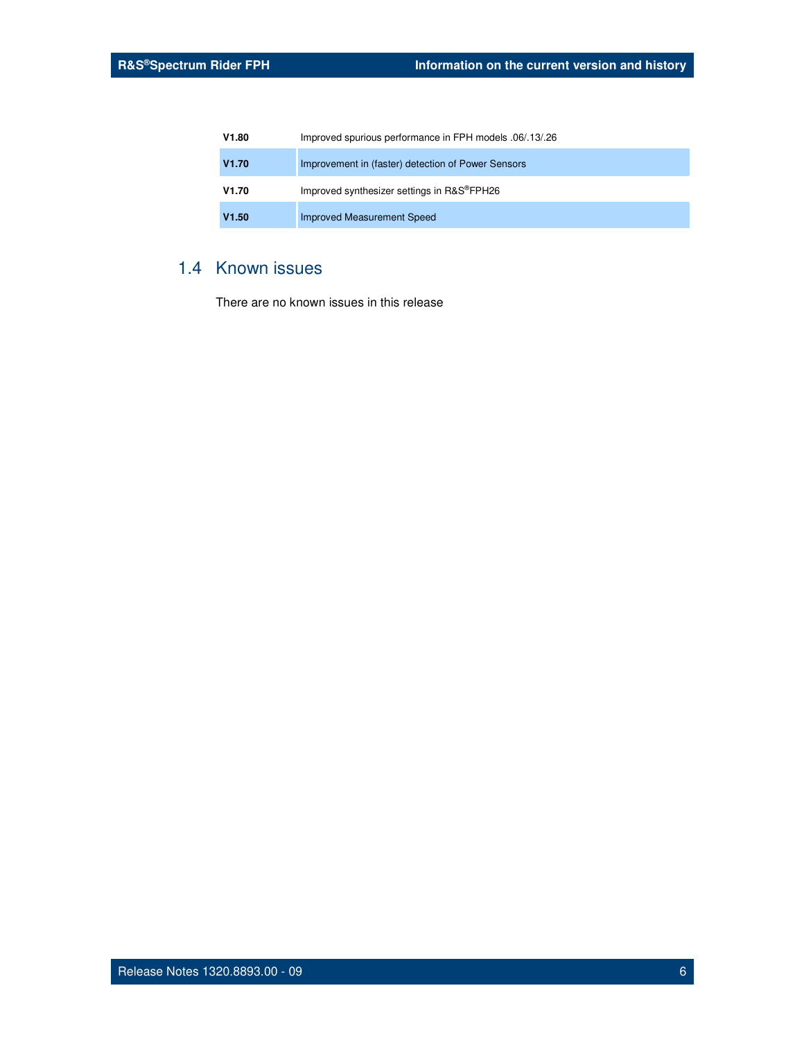| | |
|---|---|
| **V1.80** | Improved spurious performance in FPH models .06/.13/.26 |
| **V1.70** | Improvement in (faster) detection of Power Sensors |
| **V1.70** | Improved synthesizer settings in R&S®FPH26 |
| **V1.50** | Improved Measurement Speed |

## 1.4 Known issues

There are no known issues in this release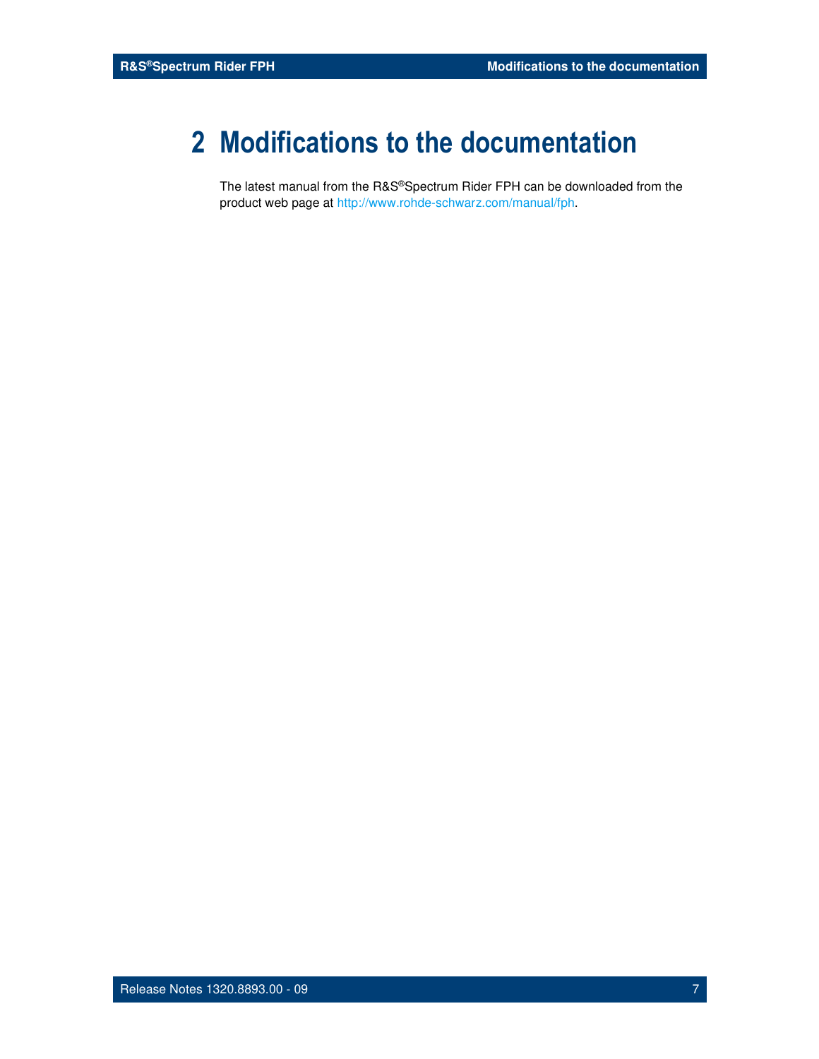# 2 Modifications to the documentation

The latest manual from the R&S®Spectrum Rider FPH can be downloaded from the product web page at http://www.rohde-schwarz.com/manual/fph.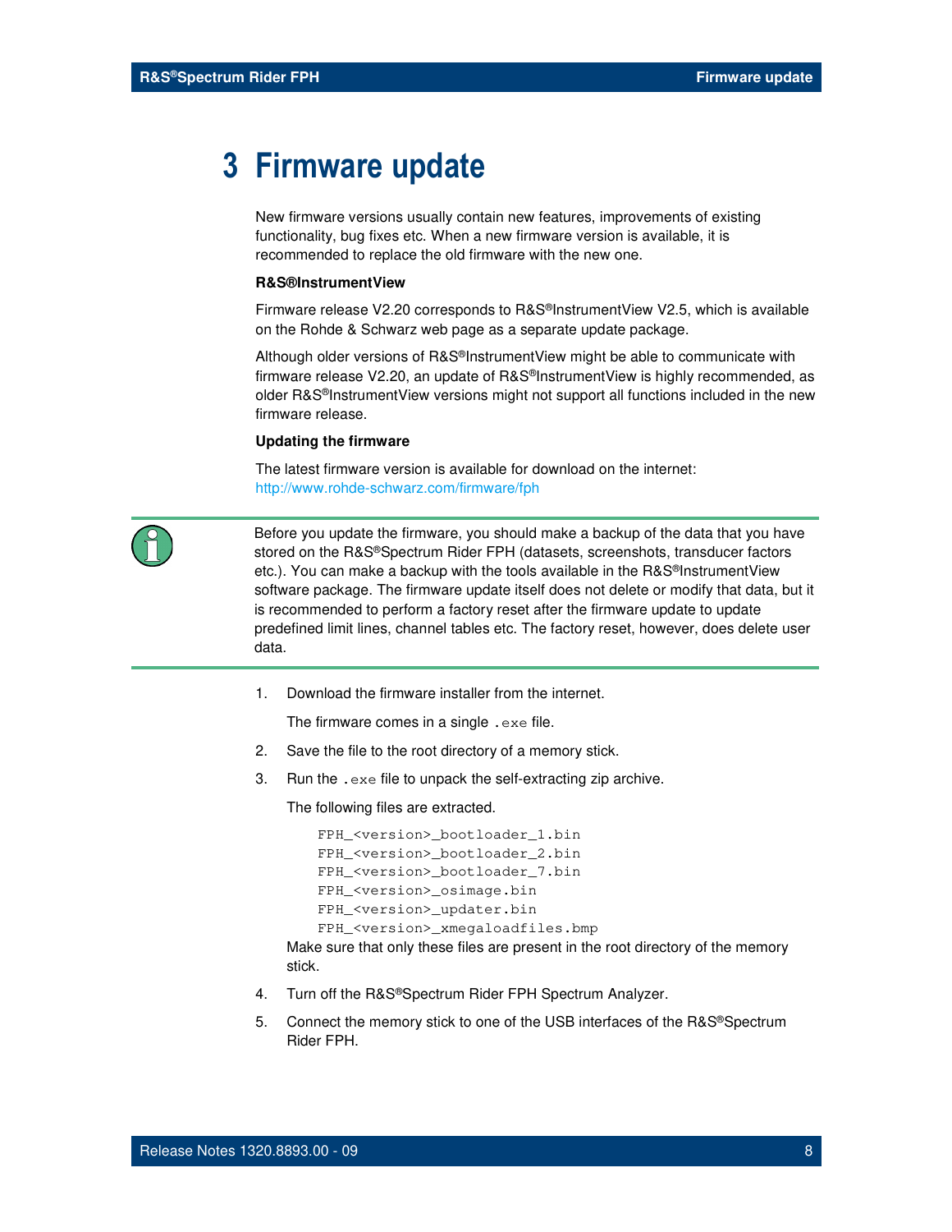# 3 Firmware update

New firmware versions usually contain new features, improvements of existing functionality, bug fixes etc. When a new firmware version is available, it is recommended to replace the old firmware with the new one.

**R&S®InstrumentView**

Firmware release V2.20 corresponds to R&S®InstrumentView V2.5, which is available on the Rohde & Schwarz web page as a separate update package.

Although older versions of R&S®InstrumentView might be able to communicate with firmware release V2.20, an update of R&S®InstrumentView is highly recommended, as older R&S®InstrumentView versions might not support all functions included in the new firmware release.

**Updating the firmware**

The latest firmware version is available for download on the internet:
http://www.rohde-schwarz.com/firmware/fph

Before you update the firmware, you should make a backup of the data that you have stored on the R&S®Spectrum Rider FPH (datasets, screenshots, transducer factors etc.). You can make a backup with the tools available in the R&S®InstrumentView software package. The firmware update itself does not delete or modify that data, but it is recommended to perform a factory reset after the firmware update to update predefined limit lines, channel tables etc. The factory reset, however, does delete user data.

1. Download the firmware installer from the internet.

   The firmware comes in a single `.exe` file.

2. Save the file to the root directory of a memory stick.

3. Run the `.exe` file to unpack the self-extracting zip archive.

   The following files are extracted.

   ```
   FPH_<version>_bootloader_1.bin
   FPH_<version>_bootloader_2.bin
   FPH_<version>_bootloader_7.bin
   FPH_<version>_osimage.bin
   FPH_<version>_updater.bin
   FPH_<version>_xmegaloadfiles.bmp
   ```

   Make sure that only these files are present in the root directory of the memory stick.

4. Turn off the R&S®Spectrum Rider FPH Spectrum Analyzer.

5. Connect the memory stick to one of the USB interfaces of the R&S®Spectrum Rider FPH.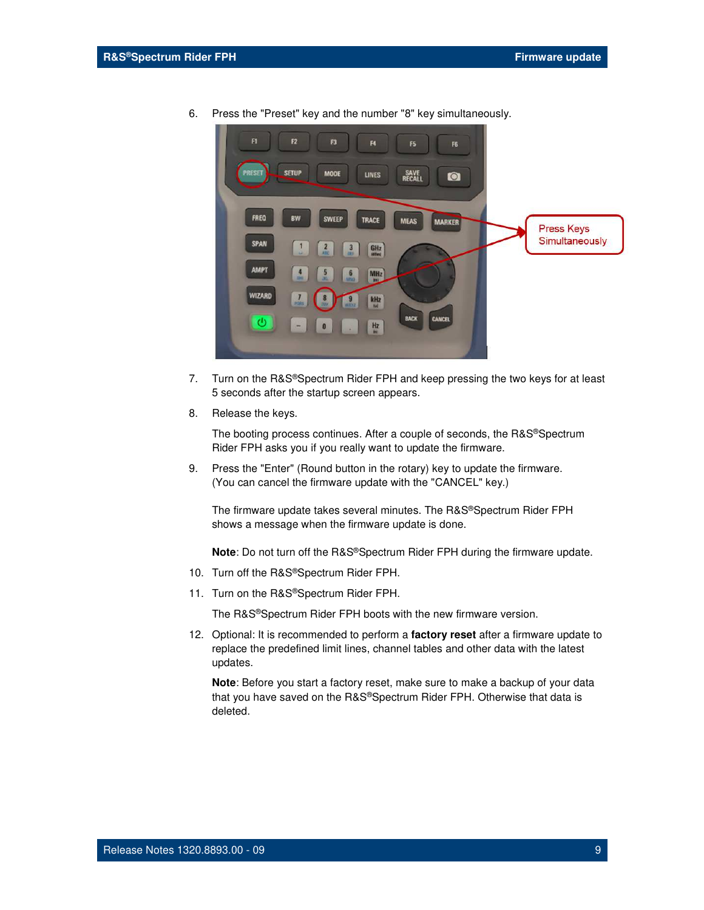6. Press the "Preset" key and the number "8" key simultaneously.

7. Turn on the R&S®Spectrum Rider FPH and keep pressing the two keys for at least 5 seconds after the startup screen appears.

8. Release the keys.

   The booting process continues. After a couple of seconds, the R&S®Spectrum Rider FPH asks you if you really want to update the firmware.

9. Press the "Enter" (Round button in the rotary) key to update the firmware. (You can cancel the firmware update with the "CANCEL" key.)

   The firmware update takes several minutes. The R&S®Spectrum Rider FPH shows a message when the firmware update is done.

   **Note**: Do not turn off the R&S®Spectrum Rider FPH during the firmware update.

10. Turn off the R&S®Spectrum Rider FPH.

11. Turn on the R&S®Spectrum Rider FPH.

    The R&S®Spectrum Rider FPH boots with the new firmware version.

12. Optional: It is recommended to perform a **factory reset** after a firmware update to replace the predefined limit lines, channel tables and other data with the latest updates.

    **Note**: Before you start a factory reset, make sure to make a backup of your data that you have saved on the R&S®Spectrum Rider FPH. Otherwise that data is deleted.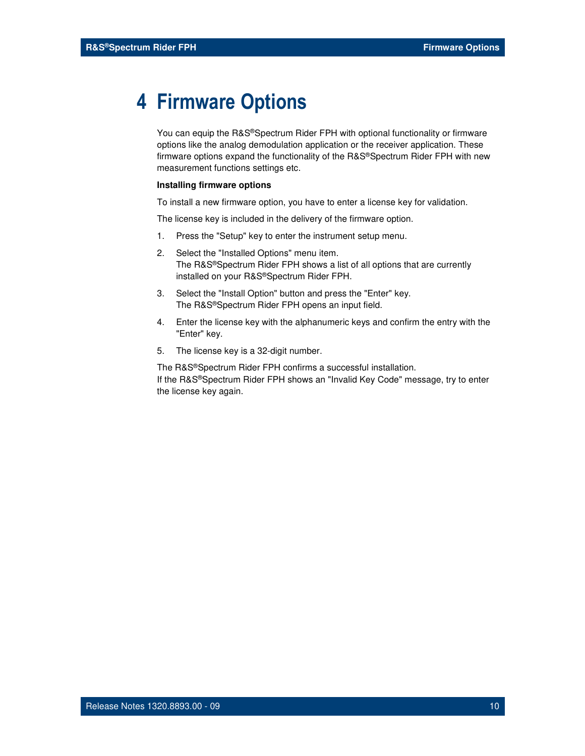# 4 Firmware Options

You can equip the R&S®Spectrum Rider FPH with optional functionality or firmware options like the analog demodulation application or the receiver application. These firmware options expand the functionality of the R&S®Spectrum Rider FPH with new measurement functions settings etc.

**Installing firmware options**

To install a new firmware option, you have to enter a license key for validation.

The license key is included in the delivery of the firmware option.

1. Press the "Setup" key to enter the instrument setup menu.
2. Select the "Installed Options" menu item.  
   The R&S®Spectrum Rider FPH shows a list of all options that are currently installed on your R&S®Spectrum Rider FPH.
3. Select the "Install Option" button and press the "Enter" key.  
   The R&S®Spectrum Rider FPH opens an input field.
4. Enter the license key with the alphanumeric keys and confirm the entry with the "Enter" key.
5. The license key is a 32-digit number.

The R&S®Spectrum Rider FPH confirms a successful installation.  
If the R&S®Spectrum Rider FPH shows an "Invalid Key Code" message, try to enter the license key again.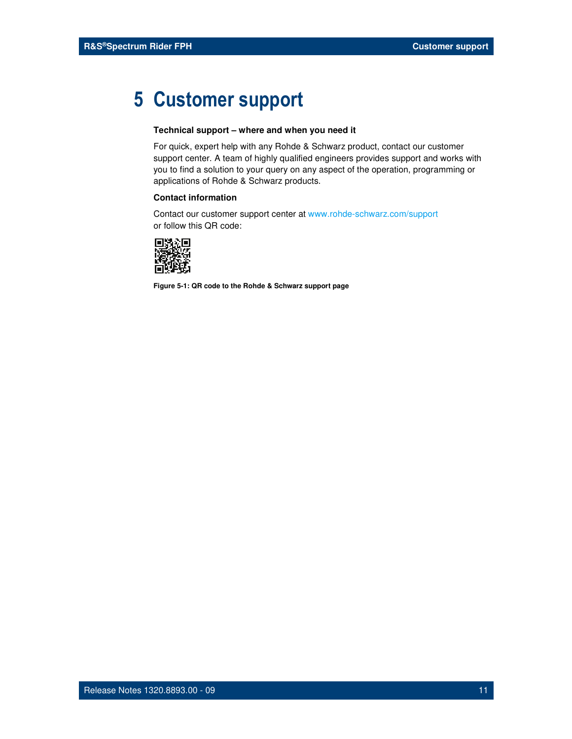# 5 Customer support

**Technical support – where and when you need it**

For quick, expert help with any Rohde & Schwarz product, contact our customer support center. A team of highly qualified engineers provides support and works with you to find a solution to your query on any aspect of the operation, programming or applications of Rohde & Schwarz products.

**Contact information**

Contact our customer support center at www.rohde-schwarz.com/support or follow this QR code:

Figure 5-1: QR code to the Rohde & Schwarz support page